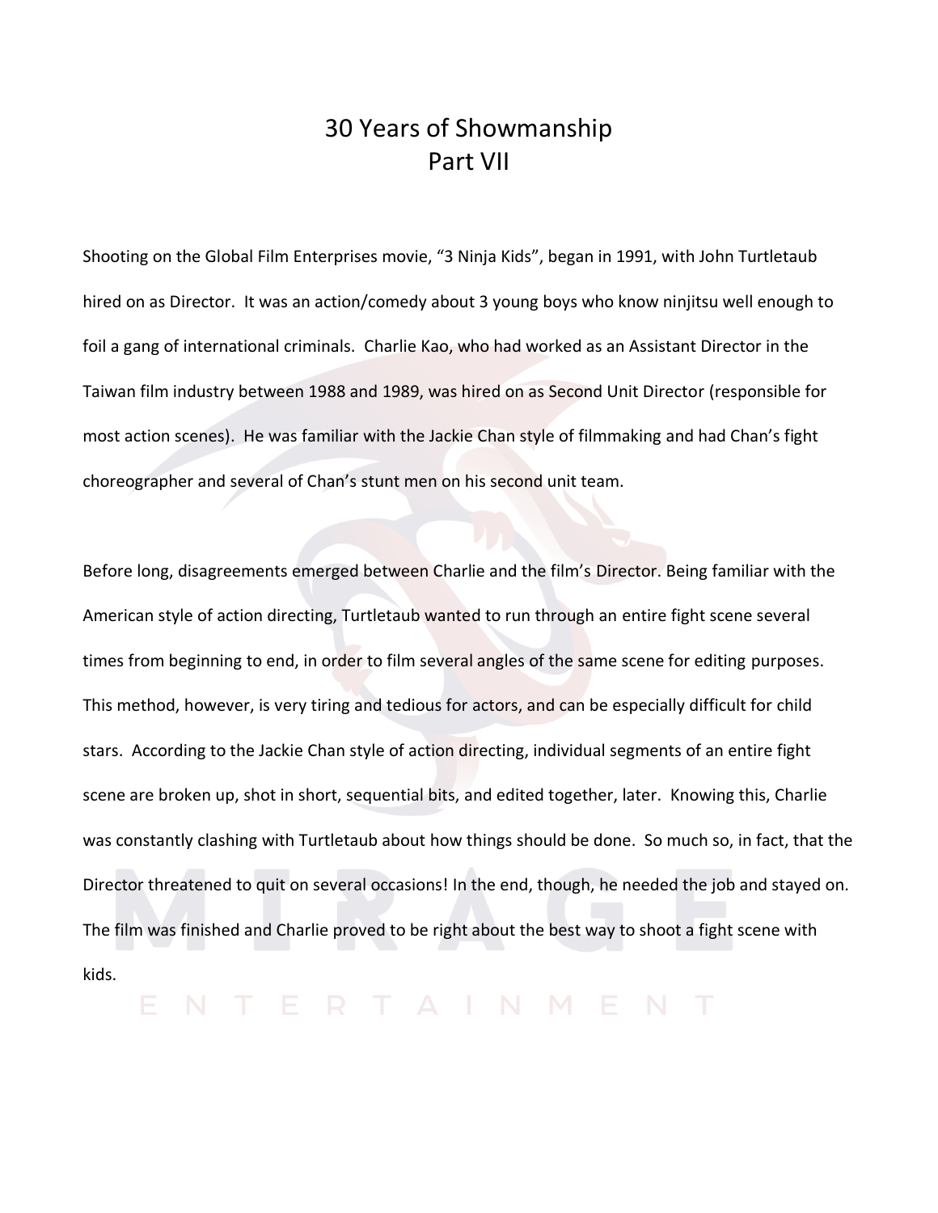# 30 Years of Showmanship
# Part VII

Shooting on the Global Film Enterprises movie, "3 Ninja Kids", began in 1991, with John Turtletaub hired on as Director. It was an action/comedy about 3 young boys who know ninjitsu well enough to foil a gang of international criminals. Charlie Kao, who had worked as an Assistant Director in the Taiwan film industry between 1988 and 1989, was hired on as Second Unit Director (responsible for most action scenes). He was familiar with the Jackie Chan style of filmmaking and had Chan's fight choreographer and several of Chan's stunt men on his second unit team.

Before long, disagreements emerged between Charlie and the film's Director. Being familiar with the American style of action directing, Turtletaub wanted to run through an entire fight scene several times from beginning to end, in order to film several angles of the same scene for editing purposes. This method, however, is very tiring and tedious for actors, and can be especially difficult for child stars. According to the Jackie Chan style of action directing, individual segments of an entire fight scene are broken up, shot in short, sequential bits, and edited together, later. Knowing this, Charlie was constantly clashing with Turtletaub about how things should be done. So much so, in fact, that the Director threatened to quit on several occasions! In the end, though, he needed the job and stayed on. The film was finished and Charlie proved to be right about the best way to shoot a fight scene with kids.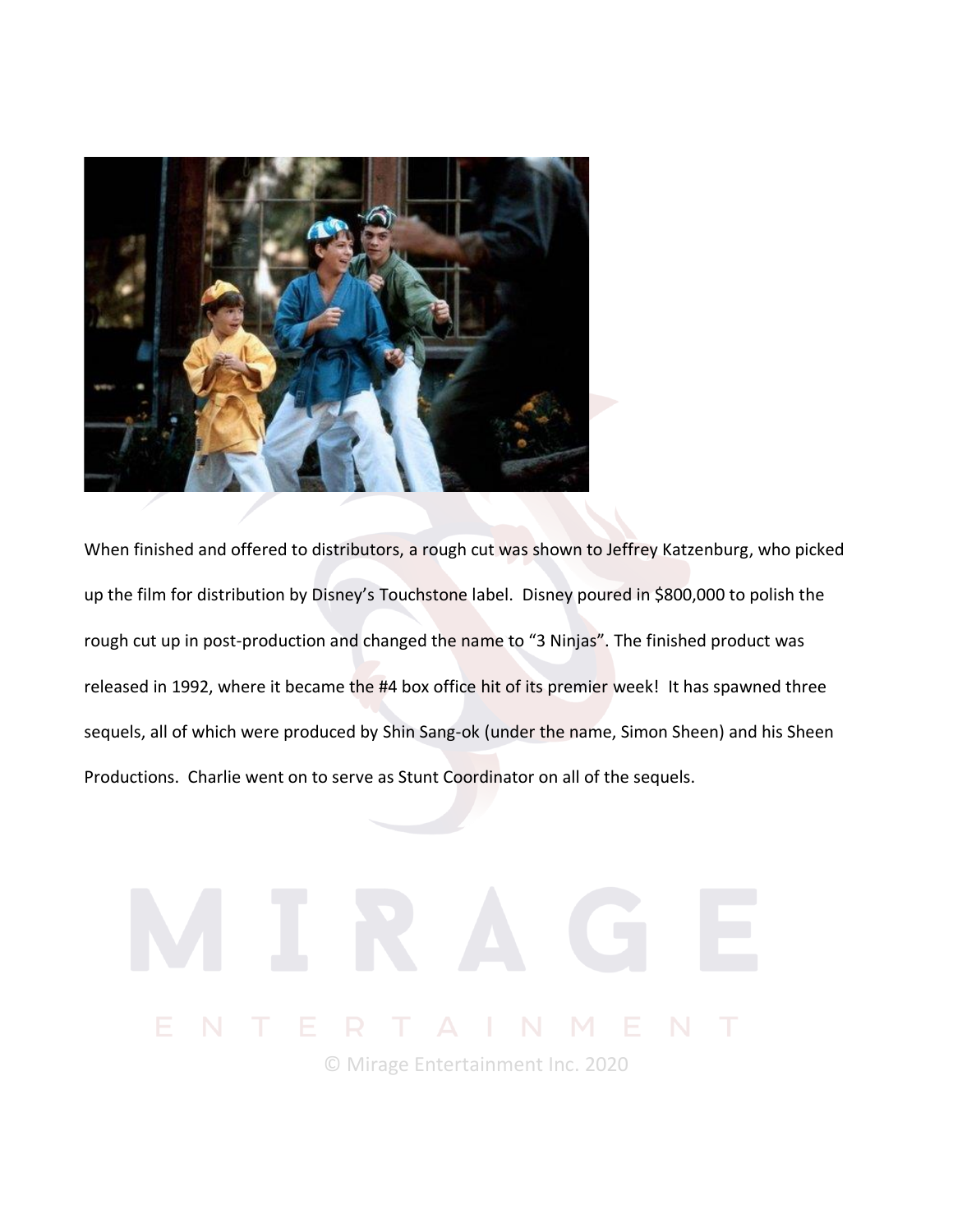When finished and offered to distributors, a rough cut was shown to Jeffrey Katzenburg, who picked up the film for distribution by Disney's Touchstone label. Disney poured in $800,000 to polish the rough cut up in post-production and changed the name to "3 Ninjas". The finished product was released in 1992, where it became the #4 box office hit of its premier week! It has spawned three sequels, all of which were produced by Shin Sang-ok (under the name, Simon Sheen) and his Sheen Productions. Charlie went on to serve as Stunt Coordinator on all of the sequels.